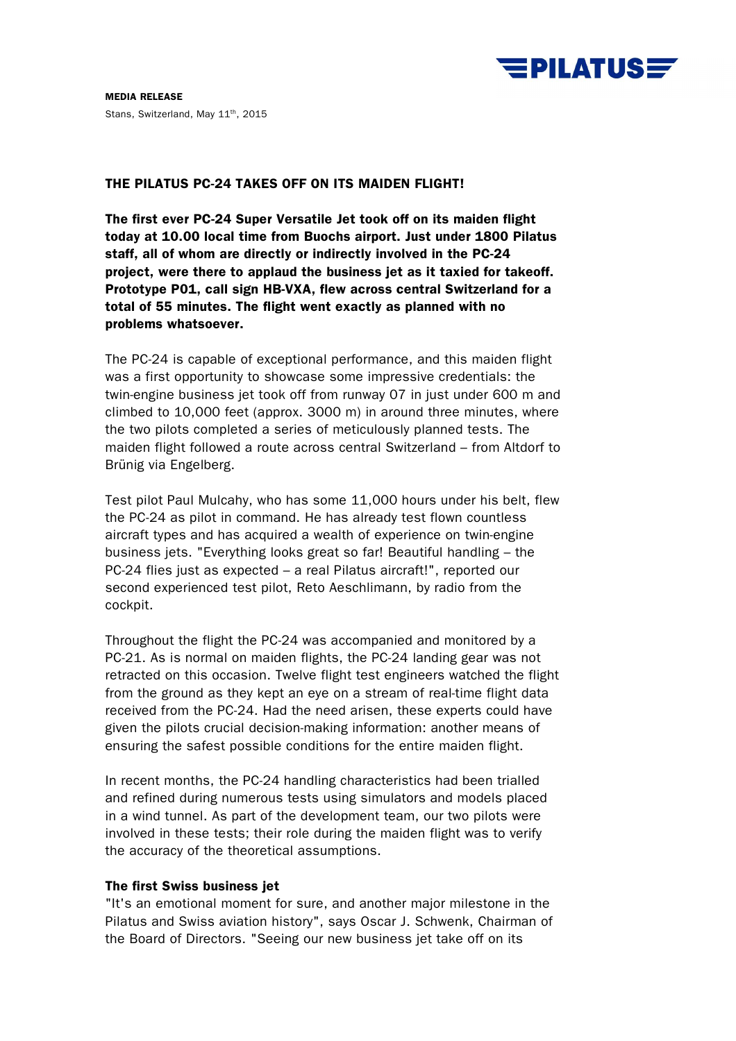**MEDIA RELEASE**

Stans, Switzerland, May 11th, 2015

# THE PILATUS PC-24 TAKES OFF ON ITS MAIDEN FLIGHT!

**The first ever PC-24 Super Versatile Jet took off on its maiden flight today at 10.00 local time from Buochs airport. Just under 1800 Pilatus staff, all of whom are directly or indirectly involved in the PC-24 project, were there to applaud the business jet as it taxied for takeoff. Prototype P01, call sign HB-VXA, flew across central Switzerland for a total of 55 minutes. The flight went exactly as planned with no problems whatsoever.**

The PC-24 is capable of exceptional performance, and this maiden flight was a first opportunity to showcase some impressive credentials: the twin-engine business jet took off from runway 07 in just under 600 m and climbed to 10,000 feet (approx. 3000 m) in around three minutes, where the two pilots completed a series of meticulously planned tests. The maiden flight followed a route across central Switzerland – from Altdorf to Brünig via Engelberg.

Test pilot Paul Mulcahy, who has some 11,000 hours under his belt, flew the PC-24 as pilot in command. He has already test flown countless aircraft types and has acquired a wealth of experience on twin-engine business jets. "Everything looks great so far! Beautiful handling – the PC-24 flies just as expected – a real Pilatus aircraft!", reported our second experienced test pilot, Reto Aeschlimann, by radio from the cockpit.

Throughout the flight the PC-24 was accompanied and monitored by a PC-21. As is normal on maiden flights, the PC-24 landing gear was not retracted on this occasion. Twelve flight test engineers watched the flight from the ground as they kept an eye on a stream of real-time flight data received from the PC-24. Had the need arisen, these experts could have given the pilots crucial decision-making information: another means of ensuring the safest possible conditions for the entire maiden flight.

In recent months, the PC-24 handling characteristics had been trialled and refined during numerous tests using simulators and models placed in a wind tunnel. As part of the development team, our two pilots were involved in these tests; their role during the maiden flight was to verify the accuracy of the theoretical assumptions.

## The first Swiss business jet

"It's an emotional moment for sure, and another major milestone in the Pilatus and Swiss aviation history", says Oscar J. Schwenk, Chairman of the Board of Directors. "Seeing our new business jet take off on its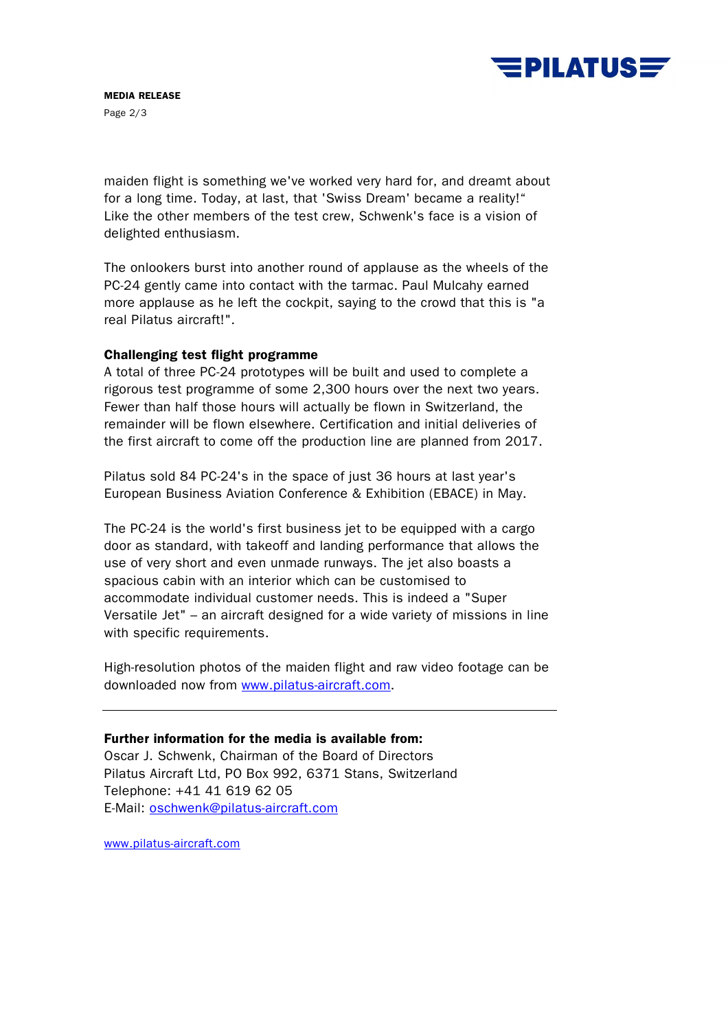maiden flight is something we've worked very hard for, and dreamt about for a long time. Today, at last, that 'Swiss Dream' became a reality!" Like the other members of the test crew, Schwenk's face is a vision of delighted enthusiasm.

The onlookers burst into another round of applause as the wheels of the PC-24 gently came into contact with the tarmac. Paul Mulcahy earned more applause as he left the cockpit, saying to the crowd that this is "a real Pilatus aircraft!".

**Challenging test flight programme**
A total of three PC-24 prototypes will be built and used to complete a rigorous test programme of some 2,300 hours over the next two years. Fewer than half those hours will actually be flown in Switzerland, the remainder will be flown elsewhere. Certification and initial deliveries of the first aircraft to come off the production line are planned from 2017.

Pilatus sold 84 PC-24's in the space of just 36 hours at last year's European Business Aviation Conference & Exhibition (EBACE) in May.

The PC-24 is the world's first business jet to be equipped with a cargo door as standard, with takeoff and landing performance that allows the use of very short and even unmade runways. The jet also boasts a spacious cabin with an interior which can be customised to accommodate individual customer needs. This is indeed a "Super Versatile Jet" – an aircraft designed for a wide variety of missions in line with specific requirements.

High-resolution photos of the maiden flight and raw video footage can be downloaded now from www.pilatus-aircraft.com.

---

**Further information for the media is available from:**
Oscar J. Schwenk, Chairman of the Board of Directors
Pilatus Aircraft Ltd, PO Box 992, 6371 Stans, Switzerland
Telephone: +41 41 619 62 05
E-Mail: oschwenk@pilatus-aircraft.com

www.pilatus-aircraft.com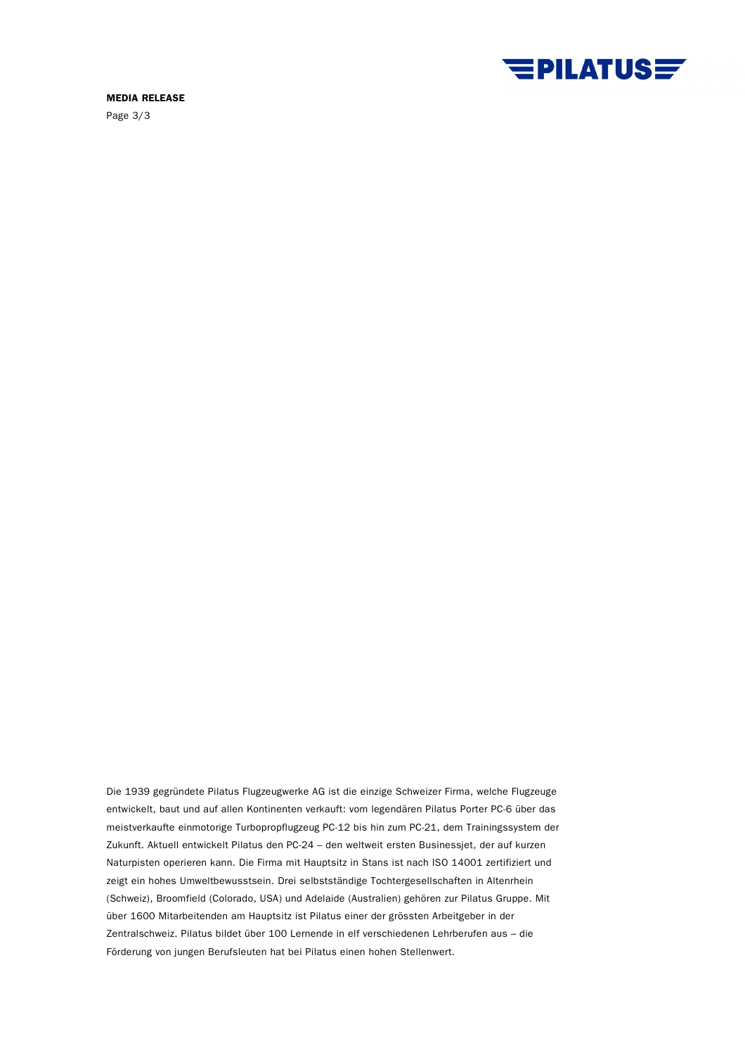Die 1939 gegründete Pilatus Flugzeugwerke AG ist die einzige Schweizer Firma, welche Flugzeuge entwickelt, baut und auf allen Kontinenten verkauft: vom legendären Pilatus Porter PC-6 über das meistverkaufte einmotorige Turbopropflugzeug PC-12 bis hin zum PC-21, dem Trainingssystem der Zukunft. Aktuell entwickelt Pilatus den PC-24 – den weltweit ersten Businessjet, der auf kurzen Naturpisten operieren kann. Die Firma mit Hauptsitz in Stans ist nach ISO 14001 zertifiziert und zeigt ein hohes Umweltbewusstsein. Drei selbstständige Tochtergesellschaften in Altenrhein (Schweiz), Broomfield (Colorado, USA) und Adelaide (Australien) gehören zur Pilatus Gruppe. Mit über 1600 Mitarbeitenden am Hauptsitz ist Pilatus einer der grössten Arbeitgeber in der Zentralschweiz. Pilatus bildet über 100 Lernende in elf verschiedenen Lehrberufen aus – die Förderung von jungen Berufsleuten hat bei Pilatus einen hohen Stellenwert.